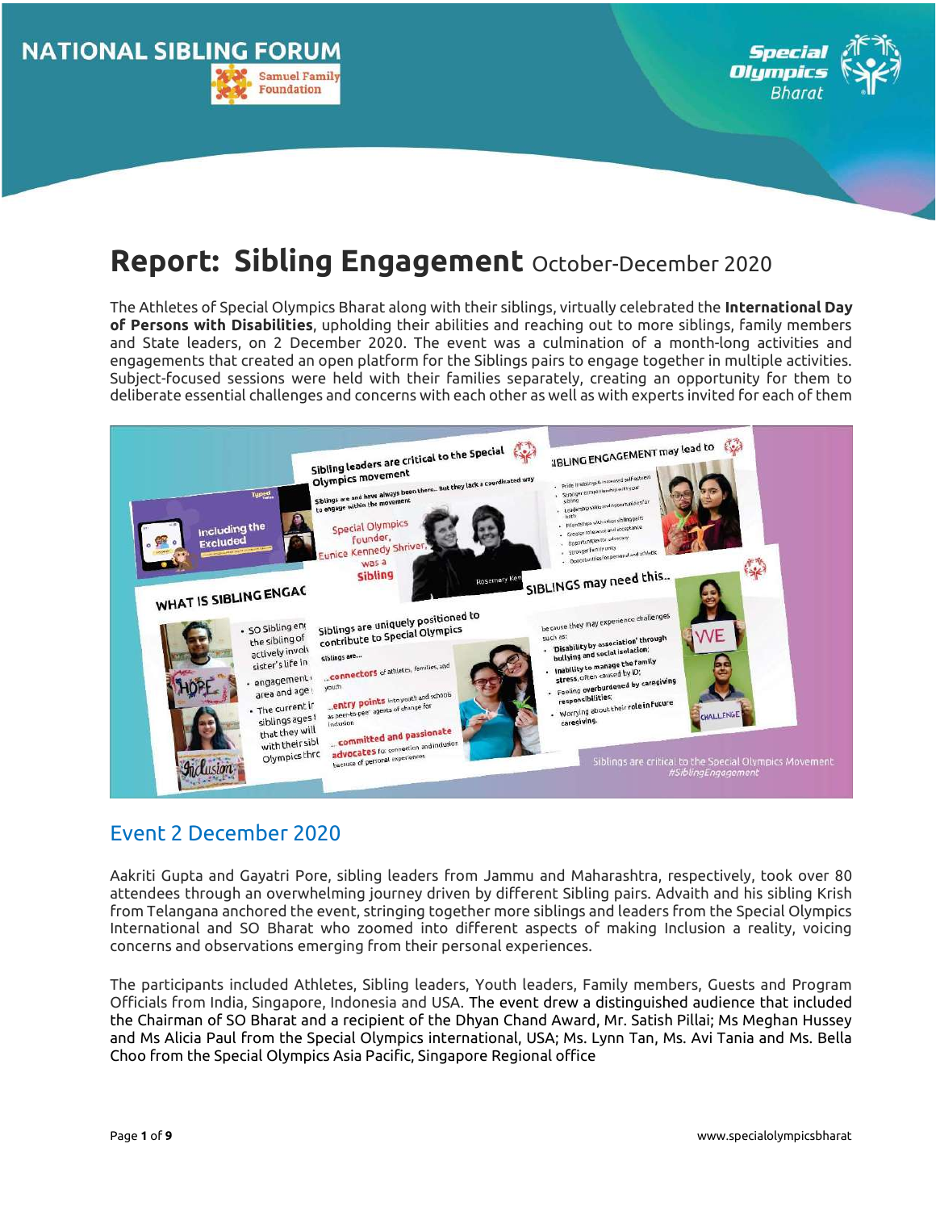# Report: Sibling Engagement October-December 2020

The Athletes of Special Olympics Bharat along with their siblings, virtually celebrated the **International Day of Persons with Disabilities**, upholding their abilities and reaching out to more siblings, family members and State leaders, on 2 December 2020. The event was a culmination of a month-long activities and engagements that created an open platform for the Siblings pairs to engage together in multiple activities. Subject-focused sessions were held with their families separately, creating an opportunity for them to deliberate essential challenges and concerns with each other as well as with experts invited for each of them

## Event 2 December 2020

Aakriti Gupta and Gayatri Pore, sibling leaders from Jammu and Maharashtra, respectively, took over 80 attendees through an overwhelming journey driven by different Sibling pairs. Advaith and his sibling Krish from Telangana anchored the event, stringing together more siblings and leaders from the Special Olympics International and SO Bharat who zoomed into different aspects of making Inclusion a reality, voicing concerns and observations emerging from their personal experiences.

The participants included Athletes, Sibling leaders, Youth leaders, Family members, Guests and Program Officials from India, Singapore, Indonesia and USA. The event drew a distinguished audience that included the Chairman of SO Bharat and a recipient of the Dhyan Chand Award, Mr. Satish Pillai; Ms Meghan Hussey and Ms Alicia Paul from the Special Olympics international, USA; Ms. Lynn Tan, Ms. Avi Tania and Ms. Bella Choo from the Special Olympics Asia Pacific, Singapore Regional office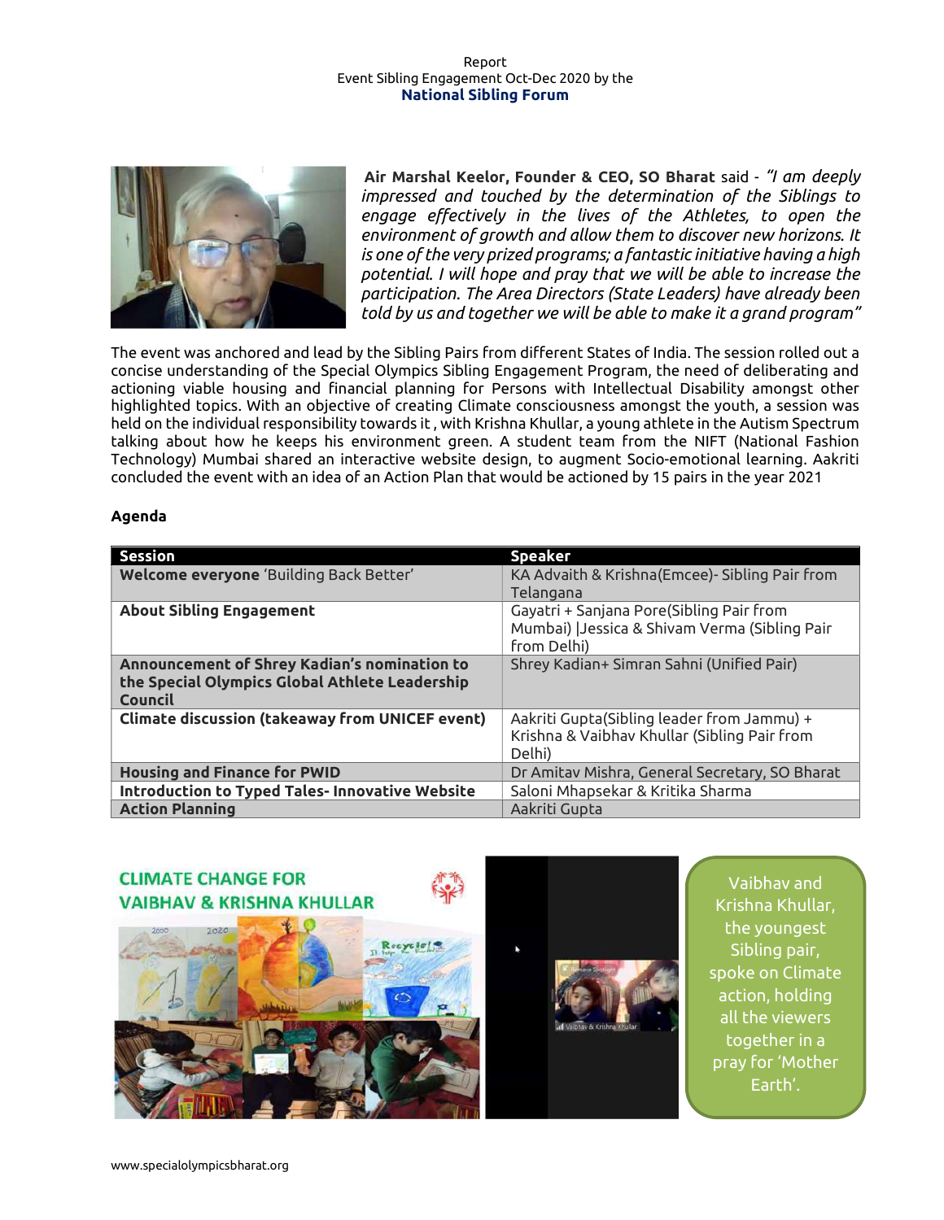Report
Event Sibling Engagement Oct-Dec 2020 by the
**National Sibling Forum**

**Air Marshal Keelor, Founder & CEO, SO Bharat** said - *"I am deeply impressed and touched by the determination of the Siblings to engage effectively in the lives of the Athletes, to open the environment of growth and allow them to discover new horizons. It is one of the very prized programs; a fantastic initiative having a high potential. I will hope and pray that we will be able to increase the participation. The Area Directors (State Leaders) have already been told by us and together we will be able to make it a grand program"*

The event was anchored and lead by the Sibling Pairs from different States of India. The session rolled out a concise understanding of the Special Olympics Sibling Engagement Program, the need of deliberating and actioning viable housing and financial planning for Persons with Intellectual Disability amongst other highlighted topics. With an objective of creating Climate consciousness amongst the youth, a session was held on the individual responsibility towards it , with Krishna Khullar, a young athlete in the Autism Spectrum talking about how he keeps his environment green. A student team from the NIFT (National Fashion Technology) Mumbai shared an interactive website design, to augment Socio-emotional learning. Aakriti concluded the event with an idea of an Action Plan that would be actioned by 15 pairs in the year 2021

**Agenda**

| Session | Speaker |
|---|---|
| **Welcome everyone** 'Building Back Better' | KA Advaith & Krishna(Emcee)- Sibling Pair from Telangana |
| **About Sibling Engagement** | Gayatri + Sanjana Pore(Sibling Pair from Mumbai) \|Jessica & Shivam Verma (Sibling Pair from Delhi) |
| **Announcement of Shrey Kadian's nomination to the Special Olympics Global Athlete Leadership Council** | Shrey Kadian+ Simran Sahni (Unified Pair) |
| **Climate discussion (takeaway from UNICEF event)** | Aakriti Gupta(Sibling leader from Jammu) + Krishna & Vaibhav Khullar (Sibling Pair from Delhi) |
| **Housing and Finance for PWID** | Dr Amitav Mishra, General Secretary, SO Bharat |
| **Introduction to Typed Tales- Innovative Website** | Saloni Mhapsekar & Kritika Sharma |
| **Action Planning** | Aakriti Gupta |

CLIMATE CHANGE FOR VAIBHAV & KRISHNA KHULLAR

Vaibhav and Krishna Khullar, the youngest Sibling pair, spoke on Climate action, holding all the viewers together in a pray for 'Mother Earth'.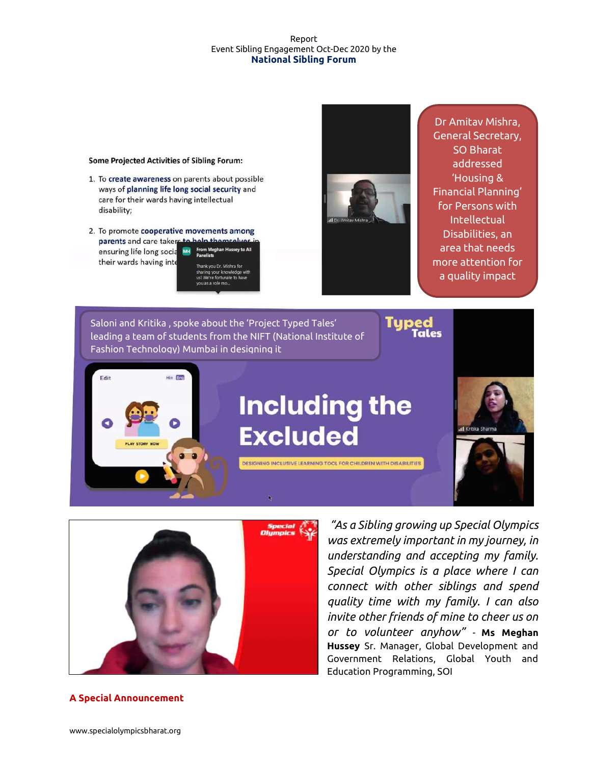Report
Event Sibling Engagement Oct-Dec 2020 by the
**National Sibling Forum**

Dr Amitav Mishra, General Secretary, SO Bharat addressed 'Housing & Financial Planning' for Persons with Intellectual Disabilities, an area that needs more attention for a quality impact

Saloni and Kritika , spoke about the 'Project Typed Tales' leading a team of students from the NIFT (National Institute of Fashion Technology) Mumbai in designing it

*"As a Sibling growing up Special Olympics was extremely important in my journey, in understanding and accepting my family. Special Olympics is a place where I can connect with other siblings and spend quality time with my family. I can also invite other friends of mine to cheer us on or to volunteer anyhow"* - **Ms Meghan Hussey** Sr. Manager, Global Development and Government Relations, Global Youth and Education Programming, SOI

**A Special Announcement**

www.specialolympicsbharat.org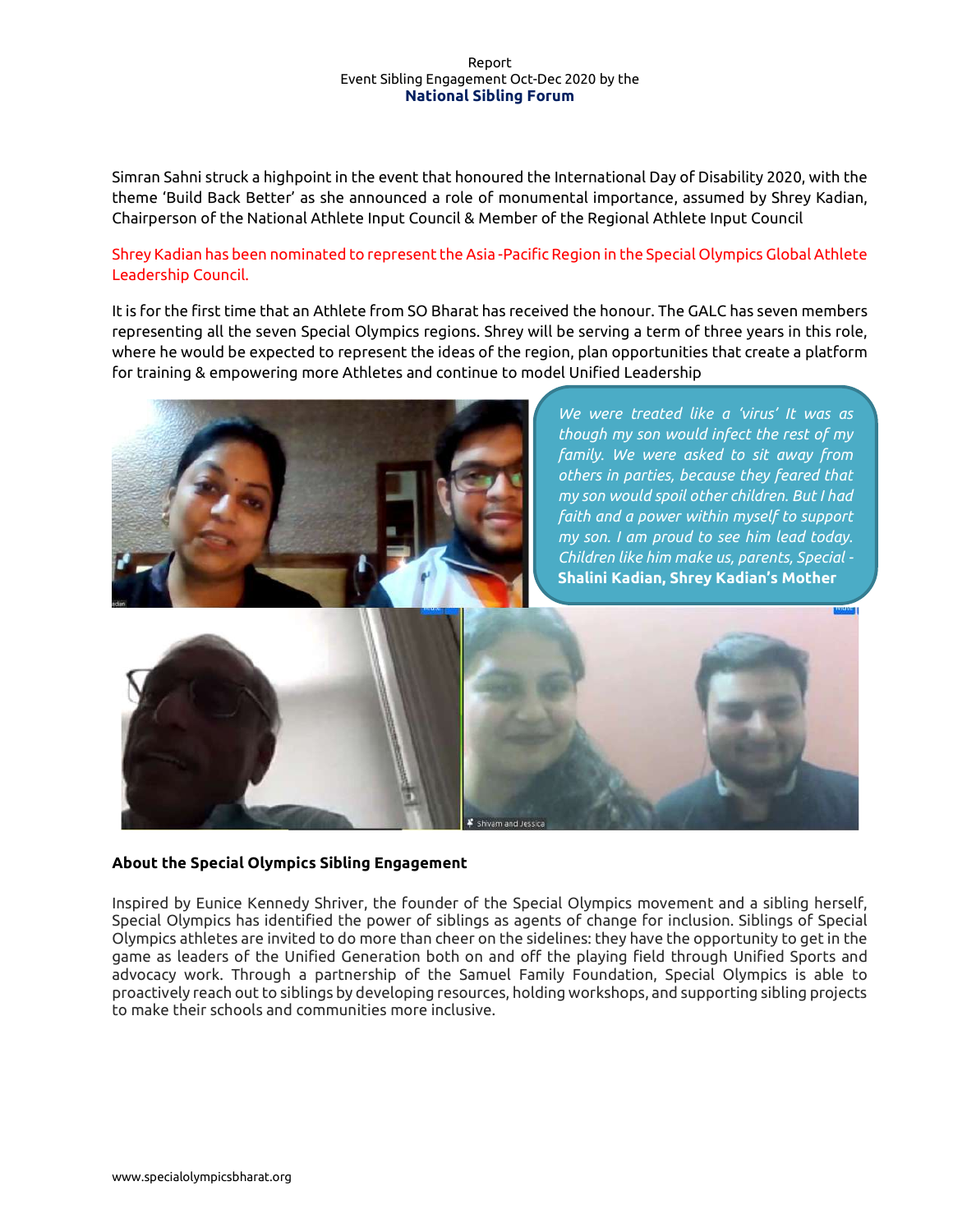Report
Event Sibling Engagement Oct-Dec 2020 by the
**National Sibling Forum**

Simran Sahni struck a highpoint in the event that honoured the International Day of Disability 2020, with the theme 'Build Back Better' as she announced a role of monumental importance, assumed by Shrey Kadian, Chairperson of the National Athlete Input Council & Member of the Regional Athlete Input Council

Shrey Kadian has been nominated to represent the Asia -Pacific Region in the Special Olympics Global Athlete Leadership Council.

It is for the first time that an Athlete from SO Bharat has received the honour. The GALC has seven members representing all the seven Special Olympics regions. Shrey will be serving a term of three years in this role, where he would be expected to represent the ideas of the region, plan opportunities that create a platform for training & empowering more Athletes and continue to model Unified Leadership

*We were treated like a 'virus' It was as though my son would infect the rest of my family. We were asked to sit away from others in parties, because they feared that my son would spoil other children. But I had faith and a power within myself to support my son. I am proud to see him lead today. Children like him make us, parents, Special -* **Shalini Kadian, Shrey Kadian's Mother**

## About the Special Olympics Sibling Engagement

Inspired by Eunice Kennedy Shriver, the founder of the Special Olympics movement and a sibling herself, Special Olympics has identified the power of siblings as agents of change for inclusion. Siblings of Special Olympics athletes are invited to do more than cheer on the sidelines: they have the opportunity to get in the game as leaders of the Unified Generation both on and off the playing field through Unified Sports and advocacy work. Through a partnership of the Samuel Family Foundation, Special Olympics is able to proactively reach out to siblings by developing resources, holding workshops, and supporting sibling projects to make their schools and communities more inclusive.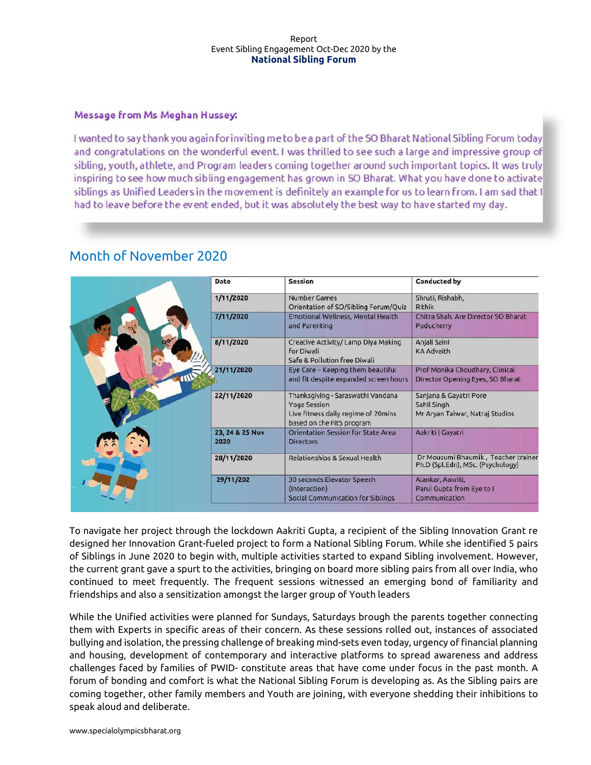Report
Event Sibling Engagement Oct-Dec 2020 by the
**National Sibling Forum**

### Message from Ms Meghan Hussey:

I wanted to say thank you again for inviting me to be a part of the SO Bharat National Sibling Forum today and congratulations on the wonderful event. I was thrilled to see such a large and impressive group of sibling, youth, athlete, and Program leaders coming together around such important topics. It was truly inspiring to see how much sibling engagement has grown in SO Bharat. What you have done to activate siblings as Unified Leaders in the movement is definitely an example for us to learn from. I am sad that I had to leave before the event ended, but it was absolutely the best way to have started my day.

## Month of November 2020

| Date | Session | Conducted by |
|---|---|---|
| 1/11/2020 | Number Games<br>Orientation of SO/Sibling Forum/Quiz | Shruti, Rishabh,<br>Rithik |
| 7/11/2020 | Emotional Wellness, Mental Health and Parenting | Chitra Shah, Are Director SO Bharat Puducherry |
| 8/11/2020 | Creative Activity/ Lamp Diya Making for Diwali<br>Safe & Pollution free Diwali | Anjali Saini<br>KA Adveith |
| 21/11/2020 | Eye Care – Keeping them beautiful and fit despite expanded screen hours | Prof Monika Choudhary, Clinical Director Opening Eyes, SO Bharat |
| 22/11/2020 | Thanksgiving - Saraswathi Vandana<br>Yoga Session<br>Live fitness daily regime of 20mins based on the Fit5 program | Sanjana & Gayatri Pore<br>Sahil Singh<br>Mr Aryan Talwar, Natraj Studios |
| 23, 24 & 25 Nov 2020 | Orientation Session for State Area Directors | Aakriti \| Gayatri |
| 28/11/2020 | Relationships & Sexual Health | Dr Mousumi Bhaumik , Teacher trainer Ph.D (Spl.Edn), MSc. (Psychology) |
| 29/11/202 | 30 seconds Elevator Speech (Interaction)<br>Social Communication for Siblings | Alankar, Aakriti,<br>Parul Gupta from Eye to I Communication |

To navigate her project through the lockdown Aakriti Gupta, a recipient of the Sibling Innovation Grant re designed her Innovation Grant-fueled project to form a National Sibling Forum. While she identified 5 pairs of Siblings in June 2020 to begin with, multiple activities started to expand Sibling involvement. However, the current grant gave a spurt to the activities, bringing on board more sibling pairs from all over India, who continued to meet frequently. The frequent sessions witnessed an emerging bond of familiarity and friendships and also a sensitization amongst the larger group of Youth leaders

While the Unified activities were planned for Sundays, Saturdays brough the parents together connecting them with Experts in specific areas of their concern. As these sessions rolled out, instances of associated bullying and isolation, the pressing challenge of breaking mind-sets even today, urgency of financial planning and housing, development of contemporary and interactive platforms to spread awareness and address challenges faced by families of PWID- constitute areas that have come under focus in the past month. A forum of bonding and comfort is what the National Sibling Forum is developing as. As the Sibling pairs are coming together, other family members and Youth are joining, with everyone shedding their inhibitions to speak aloud and deliberate.

www.specialolympicsbharat.org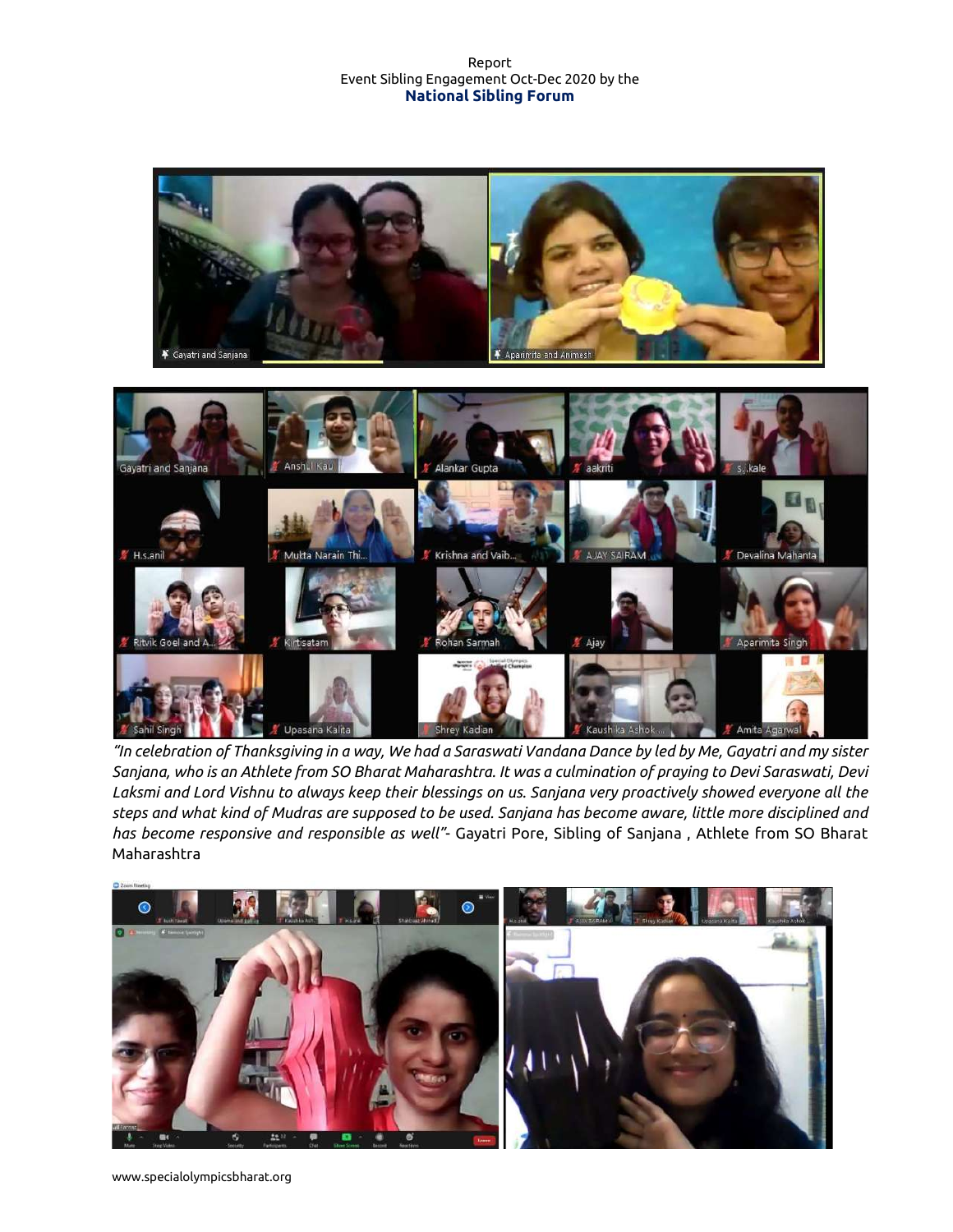Report
Event Sibling Engagement Oct-Dec 2020 by the
**National Sibling Forum**

*"In celebration of Thanksgiving in a way, We had a Saraswati Vandana Dance by led by Me, Gayatri and my sister Sanjana, who is an Athlete from SO Bharat Maharashtra. It was a culmination of praying to Devi Saraswati, Devi Laksmi and Lord Vishnu to always keep their blessings on us. Sanjana very proactively showed everyone all the steps and what kind of Mudras are supposed to be used. Sanjana has become aware, little more disciplined and has become responsive and responsible as well"*- Gayatri Pore, Sibling of Sanjana , Athlete from SO Bharat Maharashtra

www.specialolympicsbharat.org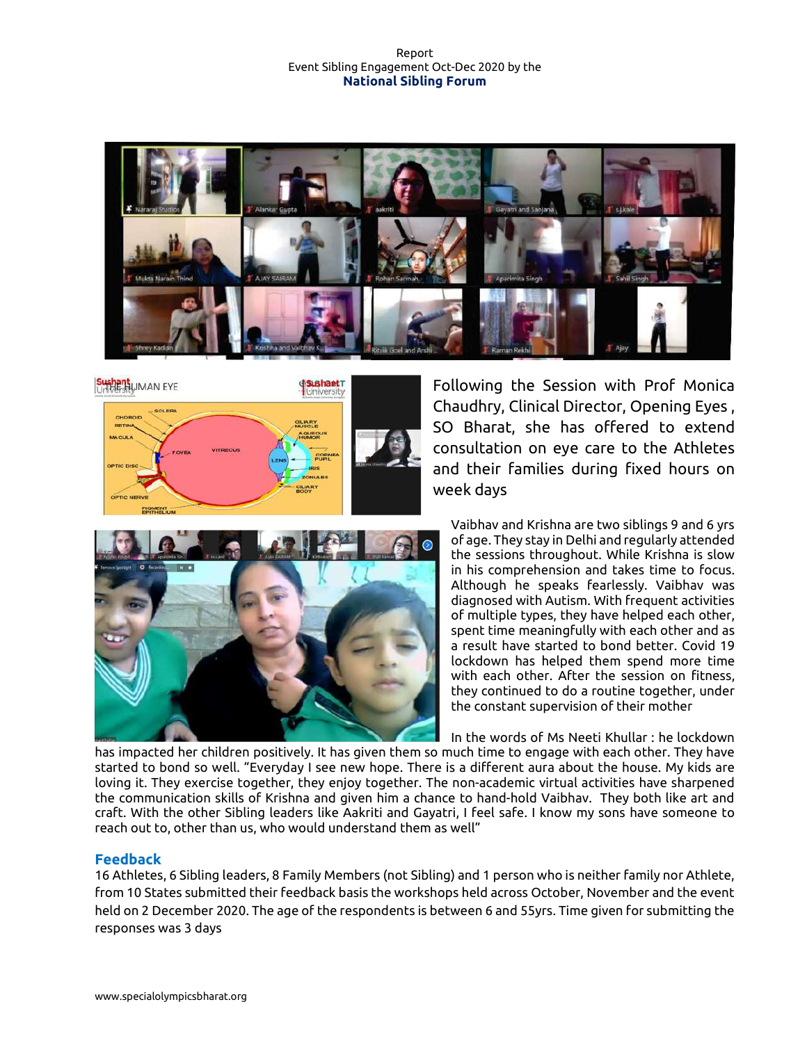Report
Event Sibling Engagement Oct-Dec 2020 by the
**National Sibling Forum**

Following the Session with Prof Monica Chaudhry, Clinical Director, Opening Eyes , SO Bharat, she has offered to extend consultation on eye care to the Athletes and their families during fixed hours on week days

Vaibhav and Krishna are two siblings 9 and 6 yrs of age. They stay in Delhi and regularly attended the sessions throughout. While Krishna is slow in his comprehension and takes time to focus. Although he speaks fearlessly. Vaibhav was diagnosed with Autism. With frequent activities of multiple types, they have helped each other, spent time meaningfully with each other and as a result have started to bond better. Covid 19 lockdown has helped them spend more time with each other. After the session on fitness, they continued to do a routine together, under the constant supervision of their mother

In the words of Ms Neeti Khullar : he lockdown has impacted her children positively. It has given them so much time to engage with each other. They have started to bond so well. "Everyday I see new hope. There is a different aura about the house. My kids are loving it. They exercise together, they enjoy together. The non-academic virtual activities have sharpened the communication skills of Krishna and given him a chance to hand-hold Vaibhav. They both like art and craft. With the other Sibling leaders like Aakriti and Gayatri, I feel safe. I know my sons have someone to reach out to, other than us, who would understand them as well"

## Feedback

16 Athletes, 6 Sibling leaders, 8 Family Members (not Sibling) and 1 person who is neither family nor Athlete, from 10 States submitted their feedback basis the workshops held across October, November and the event held on 2 December 2020. The age of the respondents is between 6 and 55yrs. Time given for submitting the responses was 3 days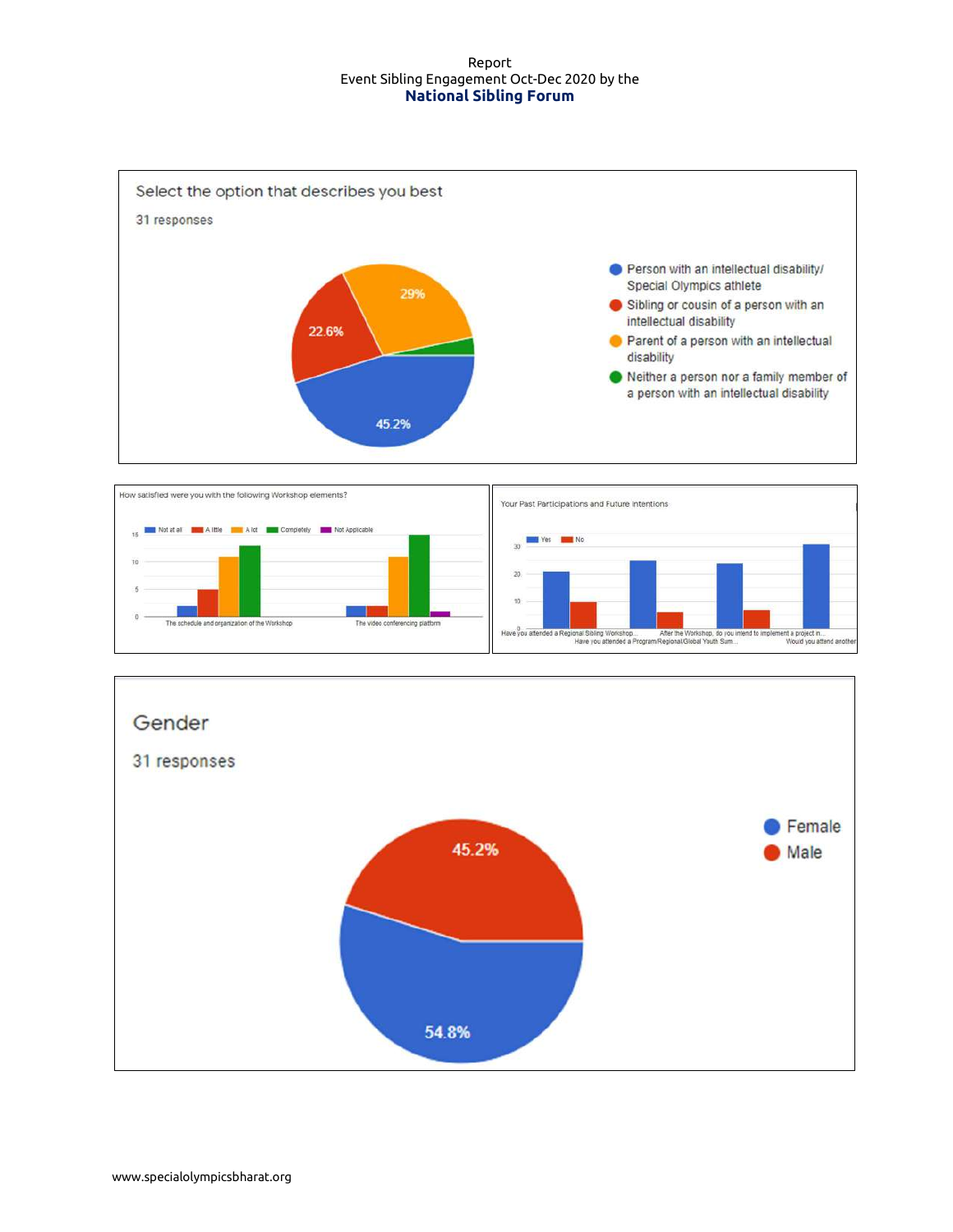Report
Event Sibling Engagement Oct-Dec 2020 by the
**National Sibling Forum**

Select the option that describes you best

31 responses

- Person with an intellectual disability/ Special Olympics athlete — 45.2%
- Sibling or cousin of a person with an intellectual disability — 22.6%
- Parent of a person with an intellectual disability — 29%
- Neither a person nor a family member of a person with an intellectual disability

How satisfied were you with the following Workshop elements?

Not at all | A little | A lot | Completely | Not Applicable

The schedule and organization of the Workshop | The video conferencing platform

Your Past Participations and Future Intentions

Yes | No

Have you attended a Regional Sibling Workshop... | Have you attended a Program/Regional/Global Youth Sum... | After the Workshop, do you intend to implement a project in... | Would you attend another

Gender

31 responses

- Female — 54.8%
- Male — 45.2%

www.specialolympicsbharat.org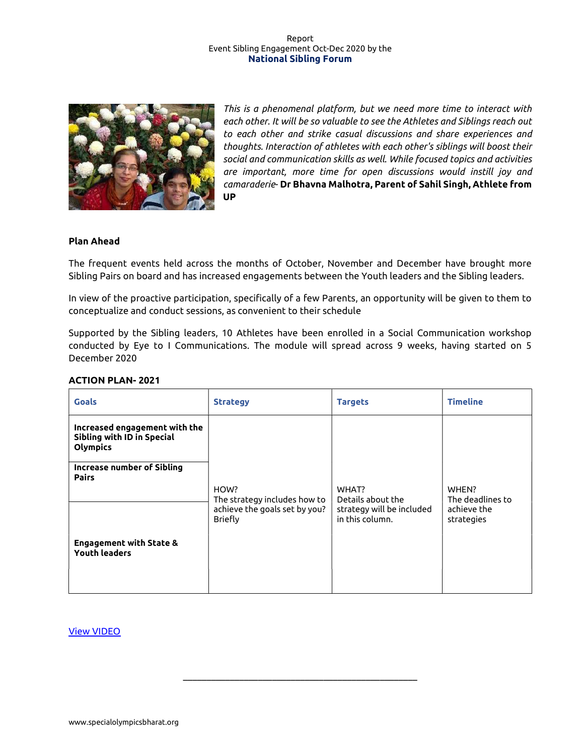Report
Event Sibling Engagement Oct-Dec 2020 by the
**National Sibling Forum**

*This is a phenomenal platform, but we need more time to interact with each other. It will be so valuable to see the Athletes and Siblings reach out to each other and strike casual discussions and share experiences and thoughts. Interaction of athletes with each other's siblings will boost their social and communication skills as well. While focused topics and activities are important, more time for open discussions would instill joy and camaraderie*- **Dr Bhavna Malhotra, Parent of Sahil Singh, Athlete from UP**

**Plan Ahead**

The frequent events held across the months of October, November and December have brought more Sibling Pairs on board and has increased engagements between the Youth leaders and the Sibling leaders.

In view of the proactive participation, specifically of a few Parents, an opportunity will be given to them to conceptualize and conduct sessions, as convenient to their schedule

Supported by the Sibling leaders, 10 Athletes have been enrolled in a Social Communication workshop conducted by Eye to I Communications. The module will spread across 9 weeks, having started on 5 December 2020

**ACTION PLAN- 2021**

| Goals | Strategy | Targets | Timeline |
|---|---|---|---|
| **Increased engagement with the Sibling with ID in Special Olympics** | HOW? The strategy includes how to achieve the goals set by you? Briefly | WHAT? Details about the strategy will be included in this column. | WHEN? The deadlines to achieve the strategies |
| **Increase number of Sibling Pairs** | | | |
| **Engagement with State & Youth leaders** | | | |
| | | | |

[View VIDEO]

www.specialolympicsbharat.org